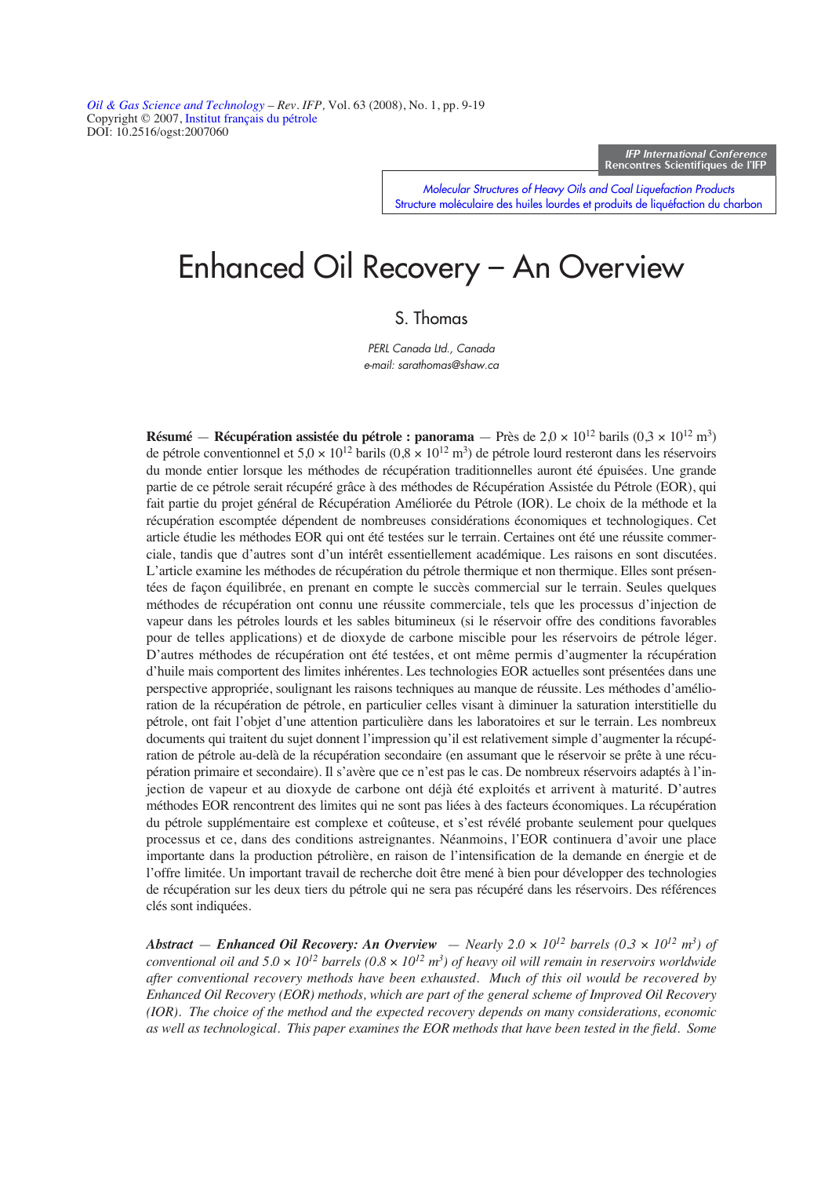Oil & Gas Science and Technology – Rev. IFP, Vol. 63 (2008), No. 1, pp. 9-19
Copyright © 2007, Institut français du pétrole
DOI: 10.2516/ogst:2007060

IFP International Conference
Rencontres Scientifiques de l'IFP

Molecular Structures of Heavy Oils and Coal Liquefaction Products
Structure moléculaire des huiles lourdes et produits de liquéfaction du charbon

# Enhanced Oil Recovery – An Overview

S. Thomas

*PERL Canada Ltd., Canada*
*e-mail: sarathomas@shaw.ca*

**Résumé** — **Récupération assistée du pétrole : panorama** — Près de $2{,}0 \times 10^{12}$ barils ($0{,}3 \times 10^{12}$ $m^3$) de pétrole conventionnel et $5{,}0 \times 10^{12}$ barils ($0{,}8 \times 10^{12}$ $m^3$) de pétrole lourd resteront dans les réservoirs du monde entier lorsque les méthodes de récupération traditionnelles auront été épuisées. Une grande partie de ce pétrole serait récupéré grâce à des méthodes de Récupération Assistée du Pétrole (EOR), qui fait partie du projet général de Récupération Améliorée du Pétrole (IOR). Le choix de la méthode et la récupération escomptée dépendent de nombreuses considérations économiques et technologiques. Cet article étudie les méthodes EOR qui ont été testées sur le terrain. Certaines ont été une réussite commerciale, tandis que d'autres sont d'un intérêt essentiellement académique. Les raisons en sont discutées. L'article examine les méthodes de récupération du pétrole thermique et non thermique. Elles sont présentées de façon équilibrée, en prenant en compte le succès commercial sur le terrain. Seules quelques méthodes de récupération ont connu une réussite commerciale, tels que les processus d'injection de vapeur dans les pétroles lourds et les sables bitumineux (si le réservoir offre des conditions favorables pour de telles applications) et de dioxyde de carbone miscible pour les réservoirs de pétrole léger. D'autres méthodes de récupération ont été testées, et ont même permis d'augmenter la récupération d'huile mais comportent des limites inhérentes. Les technologies EOR actuelles sont présentées dans une perspective appropriée, soulignant les raisons techniques au manque de réussite. Les méthodes d'amélioration de la récupération de pétrole, en particulier celles visant à diminuer la saturation interstitielle du pétrole, ont fait l'objet d'une attention particulière dans les laboratoires et sur le terrain. Les nombreux documents qui traitent du sujet donnent l'impression qu'il est relativement simple d'augmenter la récupération de pétrole au-delà de la récupération secondaire (en assumant que le réservoir se prête à une récupération primaire et secondaire). Il s'avère que ce n'est pas le cas. De nombreux réservoirs adaptés à l'injection de vapeur et au dioxyde de carbone ont déjà été exploités et arrivent à maturité. D'autres méthodes EOR rencontrent des limites qui ne sont pas liées à des facteurs économiques. La récupération du pétrole supplémentaire est complexe et coûteuse, et s'est révélé probante seulement pour quelques processus et ce, dans des conditions astreignantes. Néanmoins, l'EOR continuera d'avoir une place importante dans la production pétrolière, en raison de l'intensification de la demande en énergie et de l'offre limitée. Un important travail de recherche doit être mené à bien pour développer des technologies de récupération sur les deux tiers du pétrole qui ne sera pas récupéré dans les réservoirs. Des références clés sont indiquées.

***Abstract* — *Enhanced Oil Recovery: An Overview*** — *Nearly $2.0 \times 10^{12}$ barrels ($0.3 \times 10^{12}$ $m^3$) of conventional oil and $5.0 \times 10^{12}$ barrels ($0.8 \times 10^{12}$ $m^3$) of heavy oil will remain in reservoirs worldwide after conventional recovery methods have been exhausted. Much of this oil would be recovered by Enhanced Oil Recovery (EOR) methods, which are part of the general scheme of Improved Oil Recovery (IOR). The choice of the method and the expected recovery depends on many considerations, economic as well as technological. This paper examines the EOR methods that have been tested in the field. Some*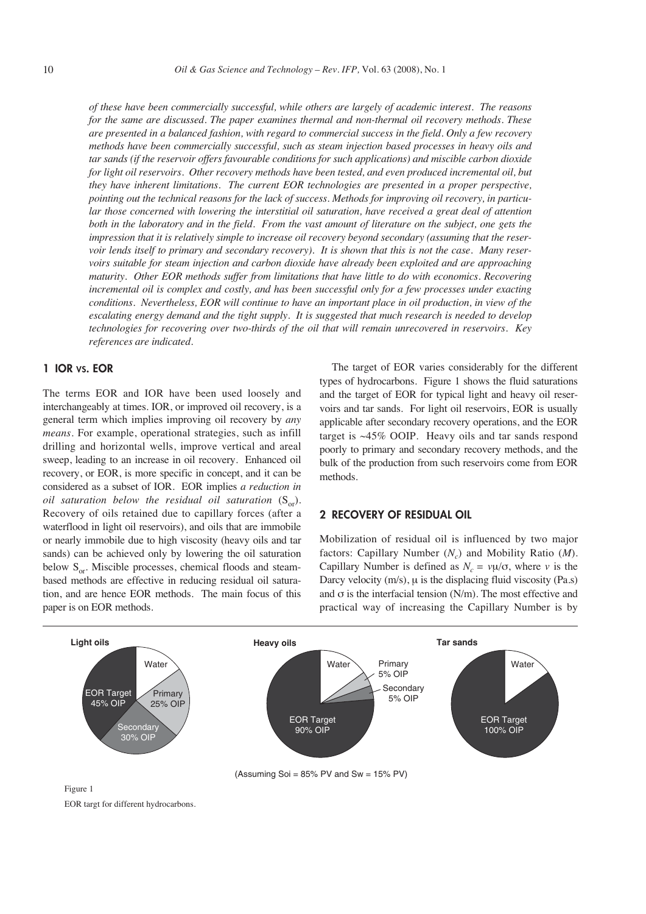*of these have been commercially successful, while others are largely of academic interest. The reasons for the same are discussed. The paper examines thermal and non-thermal oil recovery methods. These are presented in a balanced fashion, with regard to commercial success in the field. Only a few recovery methods have been commercially successful, such as steam injection based processes in heavy oils and tar sands (if the reservoir offers favourable conditions for such applications) and miscible carbon dioxide for light oil reservoirs. Other recovery methods have been tested, and even produced incremental oil, but they have inherent limitations. The current EOR technologies are presented in a proper perspective, pointing out the technical reasons for the lack of success. Methods for improving oil recovery, in particular those concerned with lowering the interstitial oil saturation, have received a great deal of attention both in the laboratory and in the field. From the vast amount of literature on the subject, one gets the impression that it is relatively simple to increase oil recovery beyond secondary (assuming that the reservoir lends itself to primary and secondary recovery). It is shown that this is not the case. Many reservoirs suitable for steam injection and carbon dioxide have already been exploited and are approaching maturity. Other EOR methods suffer from limitations that have little to do with economics. Recovering incremental oil is complex and costly, and has been successful only for a few processes under exacting conditions. Nevertheless, EOR will continue to have an important place in oil production, in view of the escalating energy demand and the tight supply. It is suggested that much research is needed to develop technologies for recovering over two-thirds of the oil that will remain unrecovered in reservoirs. Key references are indicated.*

## 1 IOR vs. EOR

The terms EOR and IOR have been used loosely and interchangeably at times. IOR, or improved oil recovery, is a general term which implies improving oil recovery by *any means*. For example, operational strategies, such as infill drilling and horizontal wells, improve vertical and areal sweep, leading to an increase in oil recovery. Enhanced oil recovery, or EOR, is more specific in concept, and it can be considered as a subset of IOR. EOR implies *a reduction in oil saturation below the residual oil saturation* ($S_{or}$). Recovery of oils retained due to capillary forces (after a waterflood in light oil reservoirs), and oils that are immobile or nearly immobile due to high viscosity (heavy oils and tar sands) can be achieved only by lowering the oil saturation below $S_{or}$. Miscible processes, chemical floods and steam-based methods are effective in reducing residual oil saturation, and are hence EOR methods. The main focus of this paper is on EOR methods.

The target of EOR varies considerably for the different types of hydrocarbons. Figure 1 shows the fluid saturations and the target of EOR for typical light and heavy oil reservoirs and tar sands. For light oil reservoirs, EOR is usually applicable after secondary recovery operations, and the EOR target is ~45% OOIP. Heavy oils and tar sands respond poorly to primary and secondary recovery methods, and the bulk of the production from such reservoirs come from EOR methods.

## 2 RECOVERY OF RESIDUAL OIL

Mobilization of residual oil is influenced by two major factors: Capillary Number ($N_c$) and Mobility Ratio ($M$). Capillary Number is defined as $N_c = v\mu/\sigma$, where $v$ is the Darcy velocity (m/s), $\mu$ is the displacing fluid viscosity (Pa.s) and $\sigma$ is the interfacial tension (N/m). The most effective and practical way of increasing the Capillary Number is by

Light oils
Water
Primary 25% OIP
Secondary 30% OIP
EOR Target 45% OIP

Heavy oils
Water
Primary 5% OIP
Secondary 5% OIP
EOR Target 90% OIP

Tar sands
Water
EOR Target 100% OIP

(Assuming Soi = 85% PV and Sw = 15% PV)

Figure 1

EOR targt for different hydrocarbons.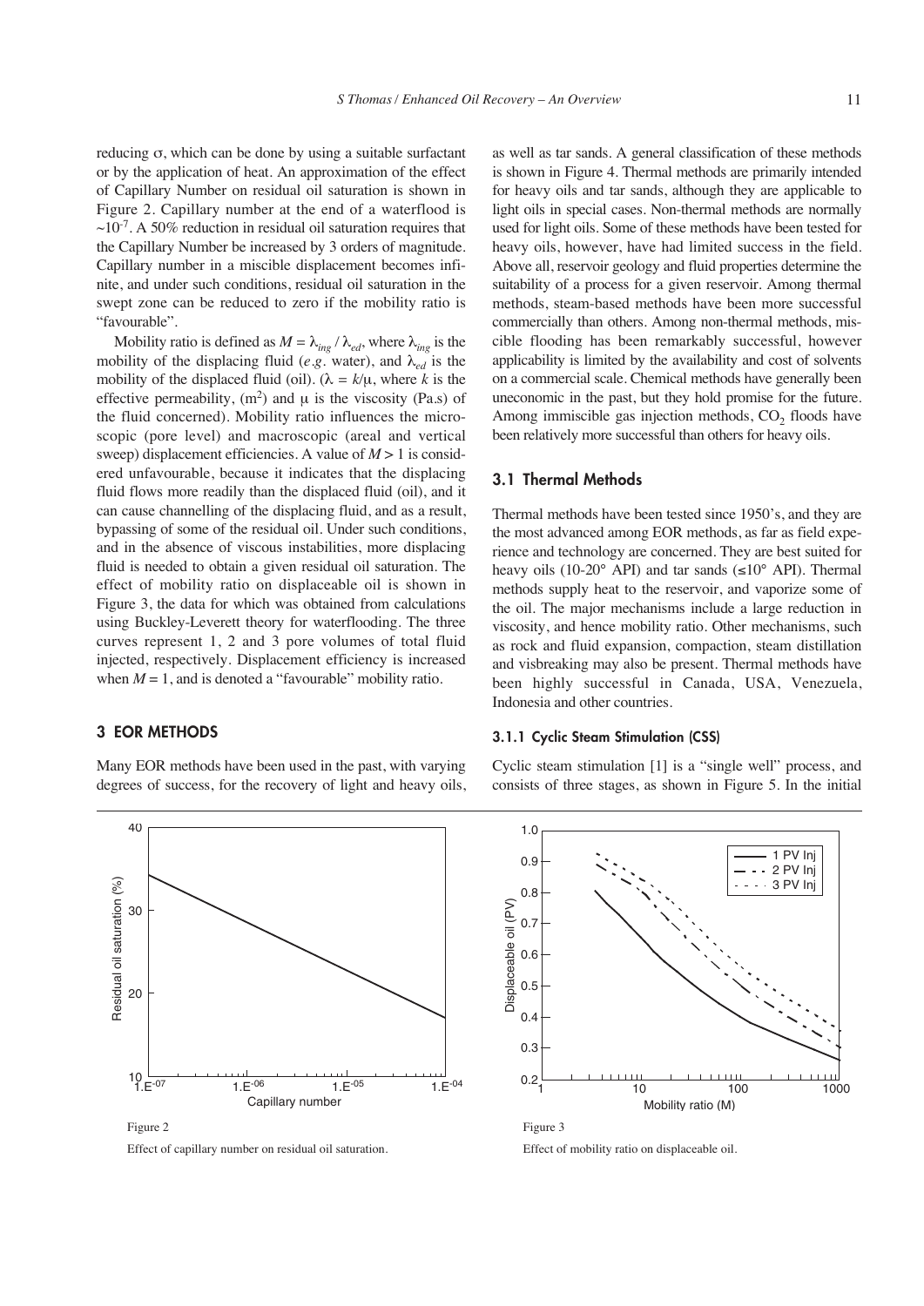reducing σ, which can be done by using a suitable surfactant or by the application of heat. An approximation of the effect of Capillary Number on residual oil saturation is shown in Figure 2. Capillary number at the end of a waterflood is ~$10^{-7}$. A 50% reduction in residual oil saturation requires that the Capillary Number be increased by 3 orders of magnitude. Capillary number in a miscible displacement becomes infinite, and under such conditions, residual oil saturation in the swept zone can be reduced to zero if the mobility ratio is "favourable".

Mobility ratio is defined as $M = \lambda_{ing} / \lambda_{ed}$, where $\lambda_{ing}$ is the mobility of the displacing fluid (*e.g.* water), and $\lambda_{ed}$ is the mobility of the displaced fluid (oil). ($\lambda = k/\mu$, where $k$ is the effective permeability, ($m^2$) and μ is the viscosity (Pa.s) of the fluid concerned). Mobility ratio influences the microscopic (pore level) and macroscopic (areal and vertical sweep) displacement efficiencies. A value of $M > 1$ is considered unfavourable, because it indicates that the displacing fluid flows more readily than the displaced fluid (oil), and it can cause channelling of the displacing fluid, and as a result, bypassing of some of the residual oil. Under such conditions, and in the absence of viscous instabilities, more displacing fluid is needed to obtain a given residual oil saturation. The effect of mobility ratio on displaceable oil is shown in Figure 3, the data for which was obtained from calculations using Buckley-Leverett theory for waterflooding. The three curves represent 1, 2 and 3 pore volumes of total fluid injected, respectively. Displacement efficiency is increased when $M = 1$, and is denoted a "favourable" mobility ratio.

## 3 EOR METHODS

Many EOR methods have been used in the past, with varying degrees of success, for the recovery of light and heavy oils, as well as tar sands. A general classification of these methods is shown in Figure 4. Thermal methods are primarily intended for heavy oils and tar sands, although they are applicable to light oils in special cases. Non-thermal methods are normally used for light oils. Some of these methods have been tested for heavy oils, however, have had limited success in the field. Above all, reservoir geology and fluid properties determine the suitability of a process for a given reservoir. Among thermal methods, steam-based methods have been more successful commercially than others. Among non-thermal methods, miscible flooding has been remarkably successful, however applicability is limited by the availability and cost of solvents on a commercial scale. Chemical methods have generally been uneconomic in the past, but they hold promise for the future. Among immiscible gas injection methods, $CO_2$ floods have been relatively more successful than others for heavy oils.

### 3.1 Thermal Methods

Thermal methods have been tested since 1950's, and they are the most advanced among EOR methods, as far as field experience and technology are concerned. They are best suited for heavy oils (10-20° API) and tar sands (≤10° API). Thermal methods supply heat to the reservoir, and vaporize some of the oil. The major mechanisms include a large reduction in viscosity, and hence mobility ratio. Other mechanisms, such as rock and fluid expansion, compaction, steam distillation and visbreaking may also be present. Thermal methods have been highly successful in Canada, USA, Venezuela, Indonesia and other countries.

#### 3.1.1 Cyclic Steam Stimulation (CSS)

Cyclic steam stimulation [1] is a "single well" process, and consists of three stages, as shown in Figure 5. In the initial

Figure 2

Effect of capillary number on residual oil saturation.

Figure 3

Effect of mobility ratio on displaceable oil.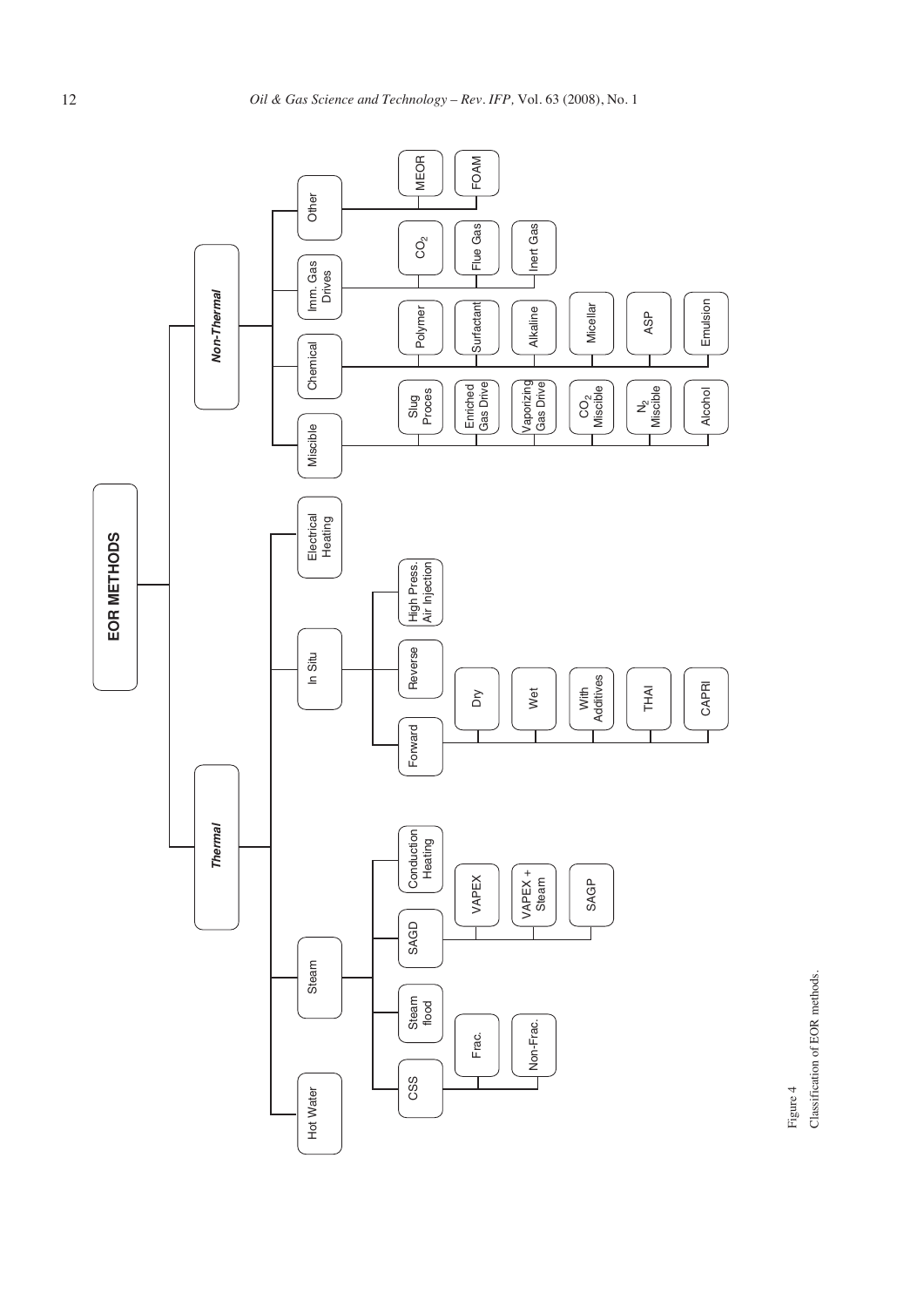**EOR METHODS**

- ***Thermal***
  - Hot Water
  - Steam
    - CSS
      - Frac.
      - Non-Frac.
    - Steam flood
    - SAGD
      - VAPEX
      - VAPEX + Steam
      - SAGP
    - Conduction Heating
  - In Situ
    - Forward
      - Dry
      - Wet
      - With Additives
      - THAI
      - CAPRI
    - Reverse
    - High Press. Air Injection
  - Electrical Heating
- ***Non-Thermal***
  - Miscible
    - Slug Proces
    - Enriched Gas Drive
    - Vaporizing Gas Drive
    - $CO_2$ Miscible
    - $N_2$ Miscible
    - Alcohol
  - Chemical
    - Polymer
    - Surfactant
    - Alkaline
    - Micellar
    - ASP
    - Emulsion
  - Imm. Gas Drives
    - $CO_2$
    - Flue Gas
    - Inert Gas
  - Other
    - MEOR
    - FOAM

Figure 4
Classification of EOR methods.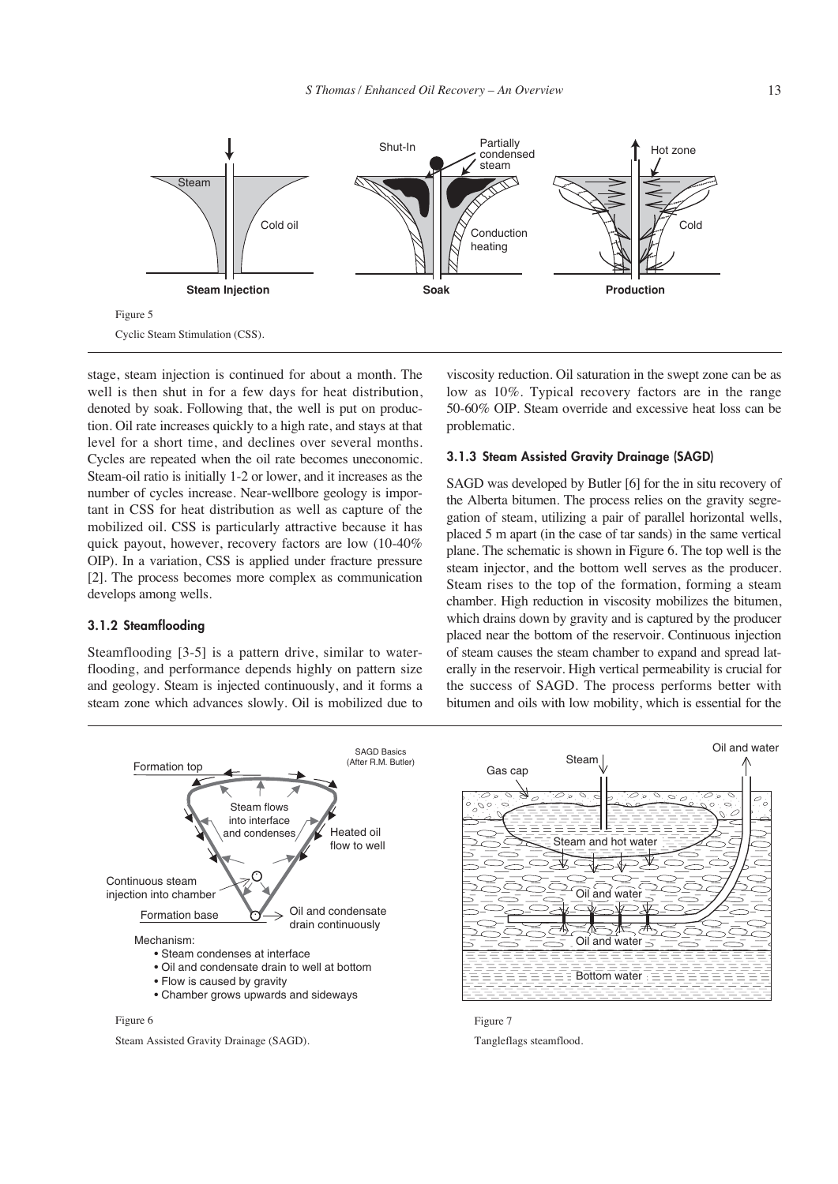Figure 5

Cyclic Steam Stimulation (CSS).

stage, steam injection is continued for about a month. The well is then shut in for a few days for heat distribution, denoted by soak. Following that, the well is put on production. Oil rate increases quickly to a high rate, and stays at that level for a short time, and declines over several months. Cycles are repeated when the oil rate becomes uneconomic. Steam-oil ratio is initially 1-2 or lower, and it increases as the number of cycles increase. Near-wellbore geology is important in CSS for heat distribution as well as capture of the mobilized oil. CSS is particularly attractive because it has quick payout, however, recovery factors are low (10-40% OIP). In a variation, CSS is applied under fracture pressure [2]. The process becomes more complex as communication develops among wells.

### 3.1.2 Steamflooding

Steamflooding [3-5] is a pattern drive, similar to waterflooding, and performance depends highly on pattern size and geology. Steam is injected continuously, and it forms a steam zone which advances slowly. Oil is mobilized due to viscosity reduction. Oil saturation in the swept zone can be as low as 10%. Typical recovery factors are in the range 50-60% OIP. Steam override and excessive heat loss can be problematic.

### 3.1.3 Steam Assisted Gravity Drainage (SAGD)

SAGD was developed by Butler [6] for the in situ recovery of the Alberta bitumen. The process relies on the gravity segregation of steam, utilizing a pair of parallel horizontal wells, placed 5 m apart (in the case of tar sands) in the same vertical plane. The schematic is shown in Figure 6. The top well is the steam injector, and the bottom well serves as the producer. Steam rises to the top of the formation, forming a steam chamber. High reduction in viscosity mobilizes the bitumen, which drains down by gravity and is captured by the producer placed near the bottom of the reservoir. Continuous injection of steam causes the steam chamber to expand and spread laterally in the reservoir. High vertical permeability is crucial for the success of SAGD. The process performs better with bitumen and oils with low mobility, which is essential for the

Figure 6

Steam Assisted Gravity Drainage (SAGD).

Figure 7

Tangleflags steamflood.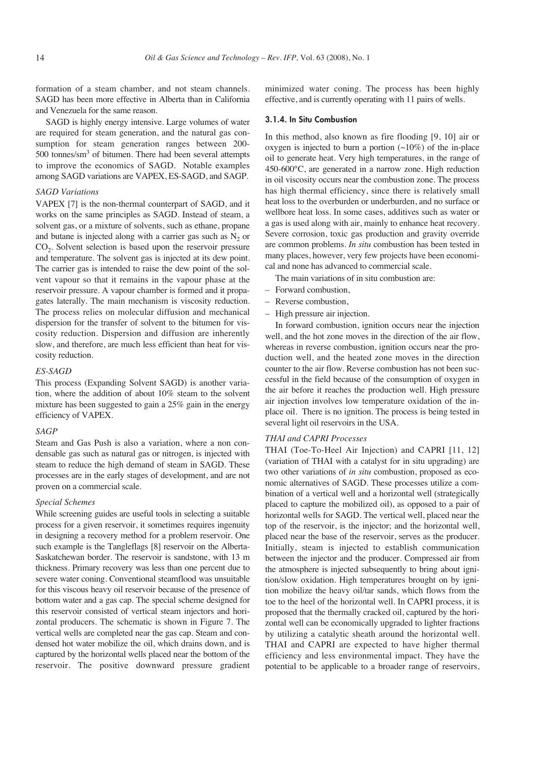formation of a steam chamber, and not steam channels. SAGD has been more effective in Alberta than in California and Venezuela for the same reason.

SAGD is highly energy intensive. Large volumes of water are required for steam generation, and the natural gas consumption for steam generation ranges between 200-500 tonnes/sm$^3$ of bitumen. There had been several attempts to improve the economics of SAGD. Notable examples among SAGD variations are VAPEX, ES-SAGD, and SAGP.

*SAGD Variations*

VAPEX [7] is the non-thermal counterpart of SAGD, and it works on the same principles as SAGD. Instead of steam, a solvent gas, or a mixture of solvents, such as ethane, propane and butane is injected along with a carrier gas such as $N_2$ or $CO_2$. Solvent selection is based upon the reservoir pressure and temperature. The solvent gas is injected at its dew point. The carrier gas is intended to raise the dew point of the solvent vapour so that it remains in the vapour phase at the reservoir pressure. A vapour chamber is formed and it propagates laterally. The main mechanism is viscosity reduction. The process relies on molecular diffusion and mechanical dispersion for the transfer of solvent to the bitumen for viscosity reduction. Dispersion and diffusion are inherently slow, and therefore, are much less efficient than heat for viscosity reduction.

*ES-SAGD*

This process (Expanding Solvent SAGD) is another variation, where the addition of about 10% steam to the solvent mixture has been suggested to gain a 25% gain in the energy efficiency of VAPEX.

*SAGP*

Steam and Gas Push is also a variation, where a non condensable gas such as natural gas or nitrogen, is injected with steam to reduce the high demand of steam in SAGD. These processes are in the early stages of development, and are not proven on a commercial scale.

*Special Schemes*

While screening guides are useful tools in selecting a suitable process for a given reservoir, it sometimes requires ingenuity in designing a recovery method for a problem reservoir. One such example is the Tangleflags [8] reservoir on the Alberta-Saskatchewan border. The reservoir is sandstone, with 13 m thickness. Primary recovery was less than one percent due to severe water coning. Conventional steamflood was unsuitable for this viscous heavy oil reservoir because of the presence of bottom water and a gas cap. The special scheme designed for this reservoir consisted of vertical steam injectors and horizontal producers. The schematic is shown in Figure 7. The vertical wells are completed near the gas cap. Steam and condensed hot water mobilize the oil, which drains down, and is captured by the horizontal wells placed near the bottom of the reservoir. The positive downward pressure gradient minimized water coning. The process has been highly effective, and is currently operating with 11 pairs of wells.

#### 3.1.4. In Situ Combustion

In this method, also known as fire flooding [9, 10] air or oxygen is injected to burn a portion (~10%) of the in-place oil to generate heat. Very high temperatures, in the range of 450-600°C, are generated in a narrow zone. High reduction in oil viscosity occurs near the combustion zone. The process has high thermal efficiency, since there is relatively small heat loss to the overburden or underburden, and no surface or wellbore heat loss. In some cases, additives such as water or a gas is used along with air, mainly to enhance heat recovery. Severe corrosion, toxic gas production and gravity override are common problems. *In situ* combustion has been tested in many places, however, very few projects have been economical and none has advanced to commercial scale.

The main variations of in situ combustion are:

- Forward combustion,
- Reverse combustion,
- High pressure air injection.

In forward combustion, ignition occurs near the injection well, and the hot zone moves in the direction of the air flow, whereas in reverse combustion, ignition occurs near the production well, and the heated zone moves in the direction counter to the air flow. Reverse combustion has not been successful in the field because of the consumption of oxygen in the air before it reaches the production well. High pressure air injection involves low temperature oxidation of the in-place oil. There is no ignition. The process is being tested in several light oil reservoirs in the USA.

*THAI and CAPRI Processes*

THAI (Toe-To-Heel Air Injection) and CAPRI [11, 12] (variation of THAI with a catalyst for in situ upgrading) are two other variations of *in situ* combustion, proposed as economic alternatives of SAGD. These processes utilize a combination of a vertical and a horizontal well (strategically placed to capture the mobilized oil), as opposed to a pair of horizontal wells for SAGD. The vertical well, placed near the top of the reservoir, is the injector; and the horizontal well, placed near the base of the reservoir, serves as the producer. Initially, steam is injected to establish communication between the injector and the producer. Compressed air from the atmosphere is injected subsequently to bring about ignition/slow oxidation. High temperatures brought on by ignition mobilize the heavy oil/tar sands, which flows from the toe to the heel of the horizontal well. In CAPRI process, it is proposed that the thermally cracked oil, captured by the horizontal well can be economically upgraded to lighter fractions by utilizing a catalytic sheath around the horizontal well. THAI and CAPRI are expected to have higher thermal efficiency and less environmental impact. They have the potential to be applicable to a broader range of reservoirs,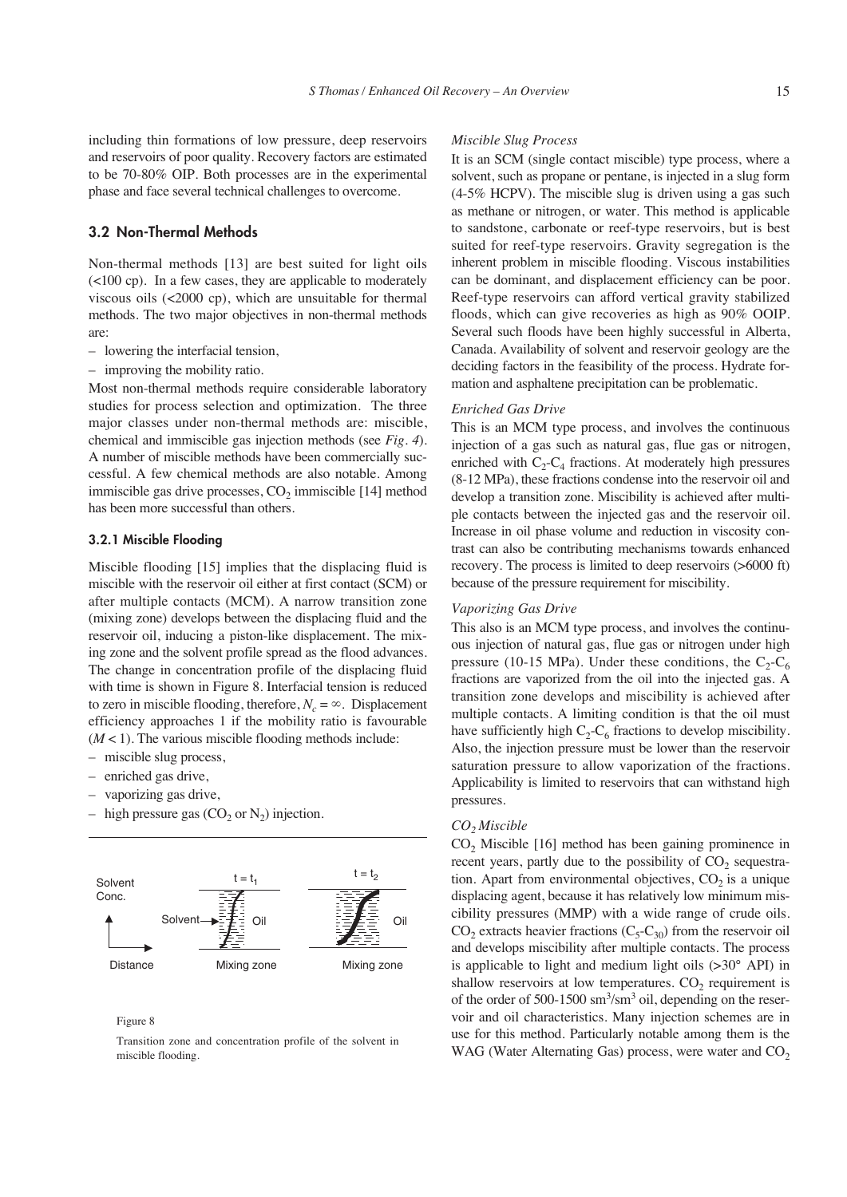including thin formations of low pressure, deep reservoirs and reservoirs of poor quality. Recovery factors are estimated to be 70-80% OIP. Both processes are in the experimental phase and face several technical challenges to overcome.

## 3.2 Non-Thermal Methods

Non-thermal methods [13] are best suited for light oils (<100 cp). In a few cases, they are applicable to moderately viscous oils (<2000 cp), which are unsuitable for thermal methods. The two major objectives in non-thermal methods are:

- lowering the interfacial tension,
- improving the mobility ratio.

Most non-thermal methods require considerable laboratory studies for process selection and optimization. The three major classes under non-thermal methods are: miscible, chemical and immiscible gas injection methods (see *Fig. 4*). A number of miscible methods have been commercially successful. A few chemical methods are also notable. Among immiscible gas drive processes, $CO_2$ immiscible [14] method has been more successful than others.

### 3.2.1 Miscible Flooding

Miscible flooding [15] implies that the displacing fluid is miscible with the reservoir oil either at first contact (SCM) or after multiple contacts (MCM). A narrow transition zone (mixing zone) develops between the displacing fluid and the reservoir oil, inducing a piston-like displacement. The mixing zone and the solvent profile spread as the flood advances. The change in concentration profile of the displacing fluid with time is shown in Figure 8. Interfacial tension is reduced to zero in miscible flooding, therefore, $N_c = \infty$. Displacement efficiency approaches 1 if the mobility ratio is favourable ($M < 1$). The various miscible flooding methods include:

- miscible slug process,
- enriched gas drive,
- vaporizing gas drive,
- high pressure gas ($CO_2$ or $N_2$) injection.

Figure 8

Transition zone and concentration profile of the solvent in miscible flooding.

*Miscible Slug Process*

It is an SCM (single contact miscible) type process, where a solvent, such as propane or pentane, is injected in a slug form (4-5% HCPV). The miscible slug is driven using a gas such as methane or nitrogen, or water. This method is applicable to sandstone, carbonate or reef-type reservoirs, but is best suited for reef-type reservoirs. Gravity segregation is the inherent problem in miscible flooding. Viscous instabilities can be dominant, and displacement efficiency can be poor. Reef-type reservoirs can afford vertical gravity stabilized floods, which can give recoveries as high as 90% OOIP. Several such floods have been highly successful in Alberta, Canada. Availability of solvent and reservoir geology are the deciding factors in the feasibility of the process. Hydrate formation and asphaltene precipitation can be problematic.

*Enriched Gas Drive*

This is an MCM type process, and involves the continuous injection of a gas such as natural gas, flue gas or nitrogen, enriched with $C_2$-$C_4$ fractions. At moderately high pressures (8-12 MPa), these fractions condense into the reservoir oil and develop a transition zone. Miscibility is achieved after multiple contacts between the injected gas and the reservoir oil. Increase in oil phase volume and reduction in viscosity contrast can also be contributing mechanisms towards enhanced recovery. The process is limited to deep reservoirs (>6000 ft) because of the pressure requirement for miscibility.

*Vaporizing Gas Drive*

This also is an MCM type process, and involves the continuous injection of natural gas, flue gas or nitrogen under high pressure (10-15 MPa). Under these conditions, the $C_2$-$C_6$ fractions are vaporized from the oil into the injected gas. A transition zone develops and miscibility is achieved after multiple contacts. A limiting condition is that the oil must have sufficiently high $C_2$-$C_6$ fractions to develop miscibility. Also, the injection pressure must be lower than the reservoir saturation pressure to allow vaporization of the fractions. Applicability is limited to reservoirs that can withstand high pressures.

*$CO_2$ Miscible*

$CO_2$ Miscible [16] method has been gaining prominence in recent years, partly due to the possibility of $CO_2$ sequestration. Apart from environmental objectives, $CO_2$ is a unique displacing agent, because it has relatively low minimum miscibility pressures (MMP) with a wide range of crude oils. $CO_2$ extracts heavier fractions ($C_5$-$C_{30}$) from the reservoir oil and develops miscibility after multiple contacts. The process is applicable to light and medium light oils (>30° API) in shallow reservoirs at low temperatures. $CO_2$ requirement is of the order of 500-1500 $sm^3/sm^3$ oil, depending on the reservoir and oil characteristics. Many injection schemes are in use for this method. Particularly notable among them is the WAG (Water Alternating Gas) process, were water and $CO_2$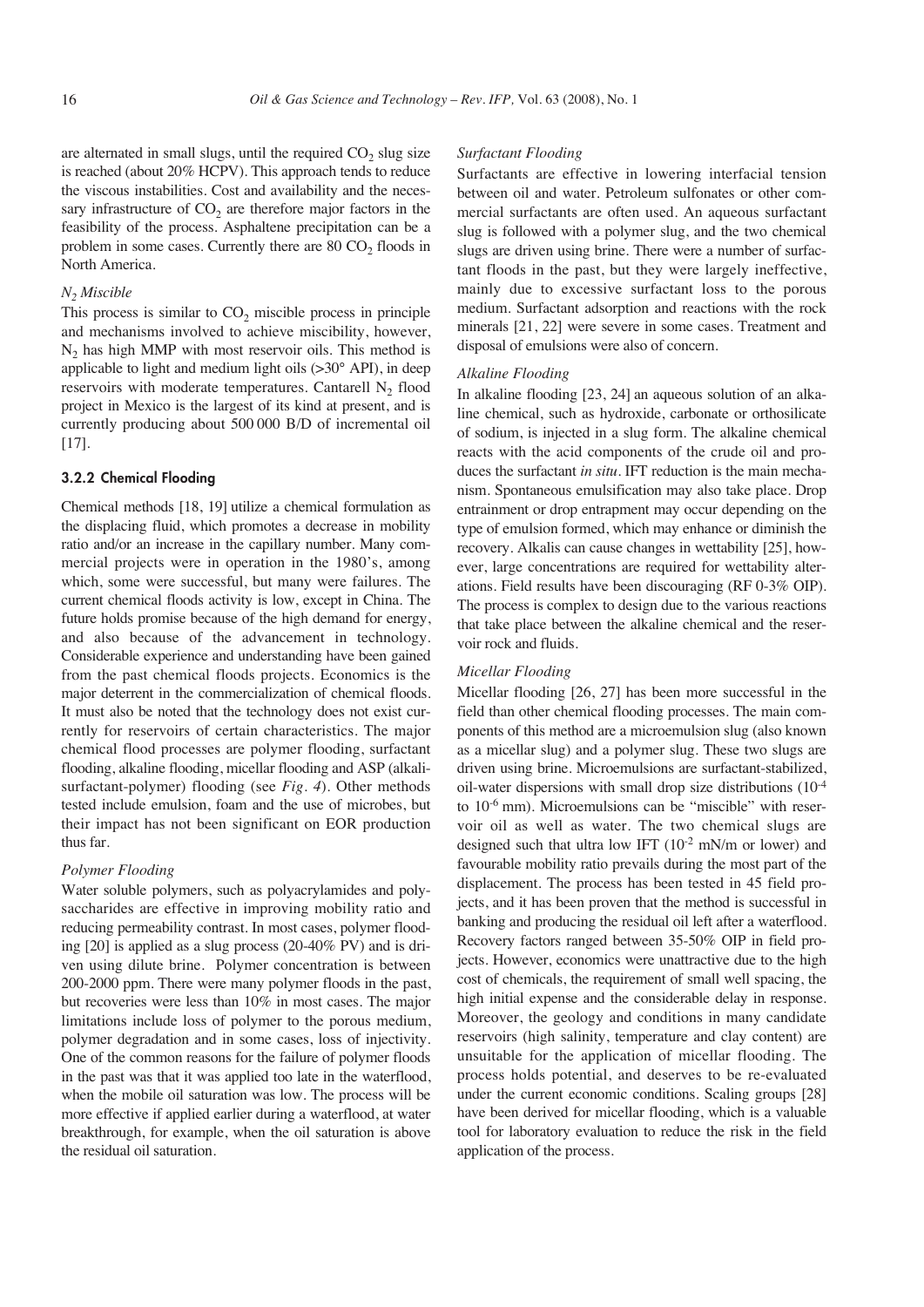are alternated in small slugs, until the required $CO_2$ slug size is reached (about 20% HCPV). This approach tends to reduce the viscous instabilities. Cost and availability and the necessary infrastructure of $CO_2$ are therefore major factors in the feasibility of the process. Asphaltene precipitation can be a problem in some cases. Currently there are 80 $CO_2$ floods in North America.

#### *$N_2$ Miscible*

This process is similar to $CO_2$ miscible process in principle and mechanisms involved to achieve miscibility, however, $N_2$ has high MMP with most reservoir oils. This method is applicable to light and medium light oils (>30° API), in deep reservoirs with moderate temperatures. Cantarell $N_2$ flood project in Mexico is the largest of its kind at present, and is currently producing about 500 000 B/D of incremental oil [17].

### 3.2.2 Chemical Flooding

Chemical methods [18, 19] utilize a chemical formulation as the displacing fluid, which promotes a decrease in mobility ratio and/or an increase in the capillary number. Many commercial projects were in operation in the 1980's, among which, some were successful, but many were failures. The current chemical floods activity is low, except in China. The future holds promise because of the high demand for energy, and also because of the advancement in technology. Considerable experience and understanding have been gained from the past chemical floods projects. Economics is the major deterrent in the commercialization of chemical floods. It must also be noted that the technology does not exist currently for reservoirs of certain characteristics. The major chemical flood processes are polymer flooding, surfactant flooding, alkaline flooding, micellar flooding and ASP (alkali-surfactant-polymer) flooding (see *Fig. 4*). Other methods tested include emulsion, foam and the use of microbes, but their impact has not been significant on EOR production thus far.

#### *Polymer Flooding*

Water soluble polymers, such as polyacrylamides and polysaccharides are effective in improving mobility ratio and reducing permeability contrast. In most cases, polymer flooding [20] is applied as a slug process (20-40% PV) and is driven using dilute brine. Polymer concentration is between 200-2000 ppm. There were many polymer floods in the past, but recoveries were less than 10% in most cases. The major limitations include loss of polymer to the porous medium, polymer degradation and in some cases, loss of injectivity. One of the common reasons for the failure of polymer floods in the past was that it was applied too late in the waterflood, when the mobile oil saturation was low. The process will be more effective if applied earlier during a waterflood, at water breakthrough, for example, when the oil saturation is above the residual oil saturation.

#### *Surfactant Flooding*

Surfactants are effective in lowering interfacial tension between oil and water. Petroleum sulfonates or other commercial surfactants are often used. An aqueous surfactant slug is followed with a polymer slug, and the two chemical slugs are driven using brine. There were a number of surfactant floods in the past, but they were largely ineffective, mainly due to excessive surfactant loss to the porous medium. Surfactant adsorption and reactions with the rock minerals [21, 22] were severe in some cases. Treatment and disposal of emulsions were also of concern.

#### *Alkaline Flooding*

In alkaline flooding [23, 24] an aqueous solution of an alkaline chemical, such as hydroxide, carbonate or orthosilicate of sodium, is injected in a slug form. The alkaline chemical reacts with the acid components of the crude oil and produces the surfactant *in situ*. IFT reduction is the main mechanism. Spontaneous emulsification may also take place. Drop entrainment or drop entrapment may occur depending on the type of emulsion formed, which may enhance or diminish the recovery. Alkalis can cause changes in wettability [25], however, large concentrations are required for wettability alterations. Field results have been discouraging (RF 0-3% OIP). The process is complex to design due to the various reactions that take place between the alkaline chemical and the reservoir rock and fluids.

#### *Micellar Flooding*

Micellar flooding [26, 27] has been more successful in the field than other chemical flooding processes. The main components of this method are a microemulsion slug (also known as a micellar slug) and a polymer slug. These two slugs are driven using brine. Microemulsions are surfactant-stabilized, oil-water dispersions with small drop size distributions ($10^{-4}$ to $10^{-6}$ mm). Microemulsions can be "miscible" with reservoir oil as well as water. The two chemical slugs are designed such that ultra low IFT ($10^{-2}$ mN/m or lower) and favourable mobility ratio prevails during the most part of the displacement. The process has been tested in 45 field projects, and it has been proven that the method is successful in banking and producing the residual oil left after a waterflood. Recovery factors ranged between 35-50% OIP in field projects. However, economics were unattractive due to the high cost of chemicals, the requirement of small well spacing, the high initial expense and the considerable delay in response. Moreover, the geology and conditions in many candidate reservoirs (high salinity, temperature and clay content) are unsuitable for the application of micellar flooding. The process holds potential, and deserves to be re-evaluated under the current economic conditions. Scaling groups [28] have been derived for micellar flooding, which is a valuable tool for laboratory evaluation to reduce the risk in the field application of the process.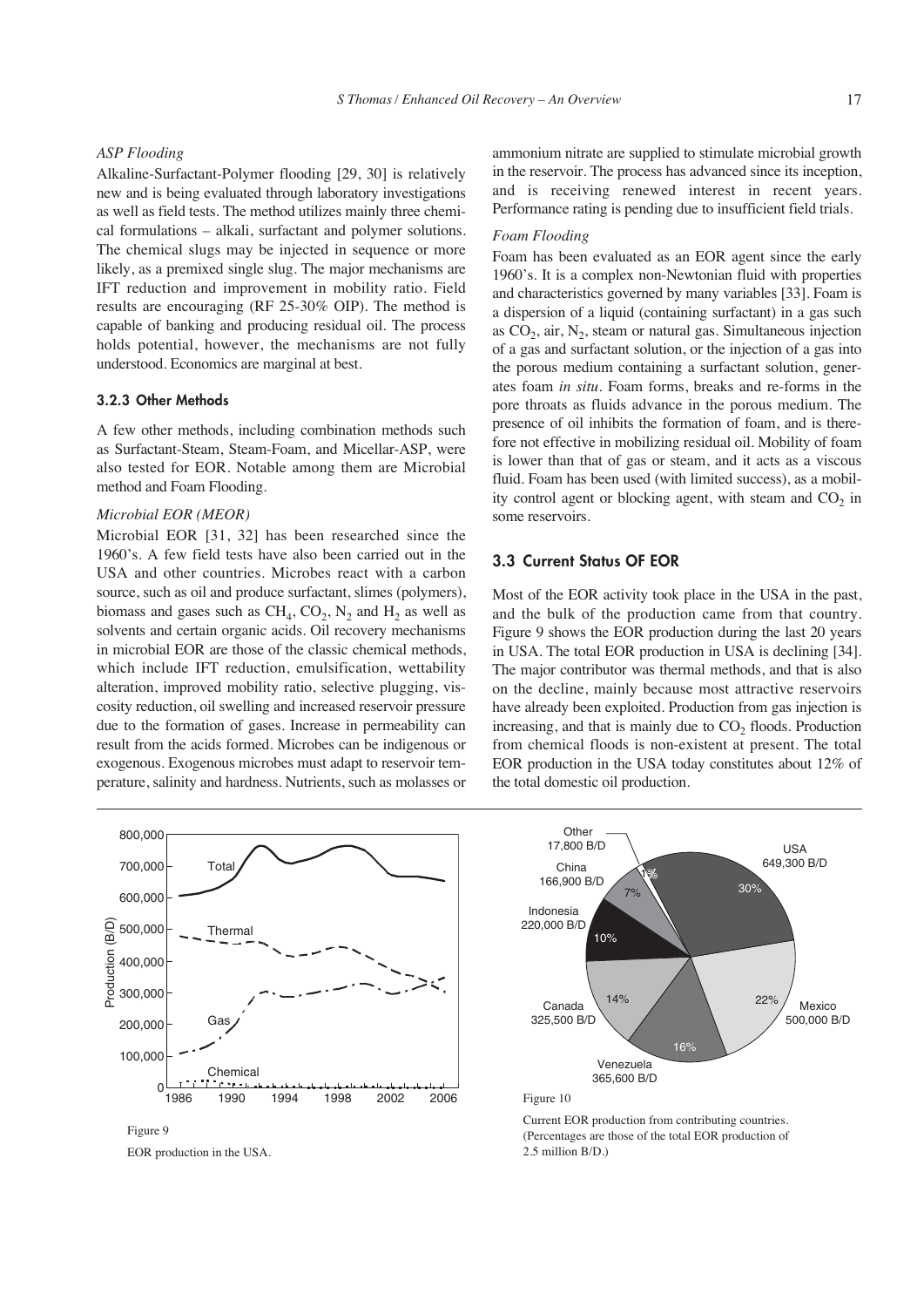*ASP Flooding*

Alkaline-Surfactant-Polymer flooding [29, 30] is relatively new and is being evaluated through laboratory investigations as well as field tests. The method utilizes mainly three chemical formulations – alkali, surfactant and polymer solutions. The chemical slugs may be injected in sequence or more likely, as a premixed single slug. The major mechanisms are IFT reduction and improvement in mobility ratio. Field results are encouraging (RF 25-30% OIP). The method is capable of banking and producing residual oil. The process holds potential, however, the mechanisms are not fully understood. Economics are marginal at best.

### 3.2.3 Other Methods

A few other methods, including combination methods such as Surfactant-Steam, Steam-Foam, and Micellar-ASP, were also tested for EOR. Notable among them are Microbial method and Foam Flooding.

*Microbial EOR (MEOR)*

Microbial EOR [31, 32] has been researched since the 1960's. A few field tests have also been carried out in the USA and other countries. Microbes react with a carbon source, such as oil and produce surfactant, slimes (polymers), biomass and gases such as $CH_4$, $CO_2$, $N_2$ and $H_2$ as well as solvents and certain organic acids. Oil recovery mechanisms in microbial EOR are those of the classic chemical methods, which include IFT reduction, emulsification, wettability alteration, improved mobility ratio, selective plugging, viscosity reduction, oil swelling and increased reservoir pressure due to the formation of gases. Increase in permeability can result from the acids formed. Microbes can be indigenous or exogenous. Exogenous microbes must adapt to reservoir temperature, salinity and hardness. Nutrients, such as molasses or ammonium nitrate are supplied to stimulate microbial growth in the reservoir. The process has advanced since its inception, and is receiving renewed interest in recent years. Performance rating is pending due to insufficient field trials.

*Foam Flooding*

Foam has been evaluated as an EOR agent since the early 1960's. It is a complex non-Newtonian fluid with properties and characteristics governed by many variables [33]. Foam is a dispersion of a liquid (containing surfactant) in a gas such as $CO_2$, air, $N_2$, steam or natural gas. Simultaneous injection of a gas and surfactant solution, or the injection of a gas into the porous medium containing a surfactant solution, generates foam *in situ*. Foam forms, breaks and re-forms in the pore throats as fluids advance in the porous medium. The presence of oil inhibits the formation of foam, and is therefore not effective in mobilizing residual oil. Mobility of foam is lower than that of gas or steam, and it acts as a viscous fluid. Foam has been used (with limited success), as a mobility control agent or blocking agent, with steam and $CO_2$ in some reservoirs.

## 3.3 Current Status OF EOR

Most of the EOR activity took place in the USA in the past, and the bulk of the production came from that country. Figure 9 shows the EOR production during the last 20 years in USA. The total EOR production in USA is declining [34]. The major contributor was thermal methods, and that is also on the decline, mainly because most attractive reservoirs have already been exploited. Production from gas injection is increasing, and that is mainly due to $CO_2$ floods. Production from chemical floods is non-existent at present. The total EOR production in the USA today constitutes about 12% of the total domestic oil production.

Figure 9

EOR production in the USA.

Figure 10

Current EOR production from contributing countries. (Percentages are those of the total EOR production of 2.5 million B/D.)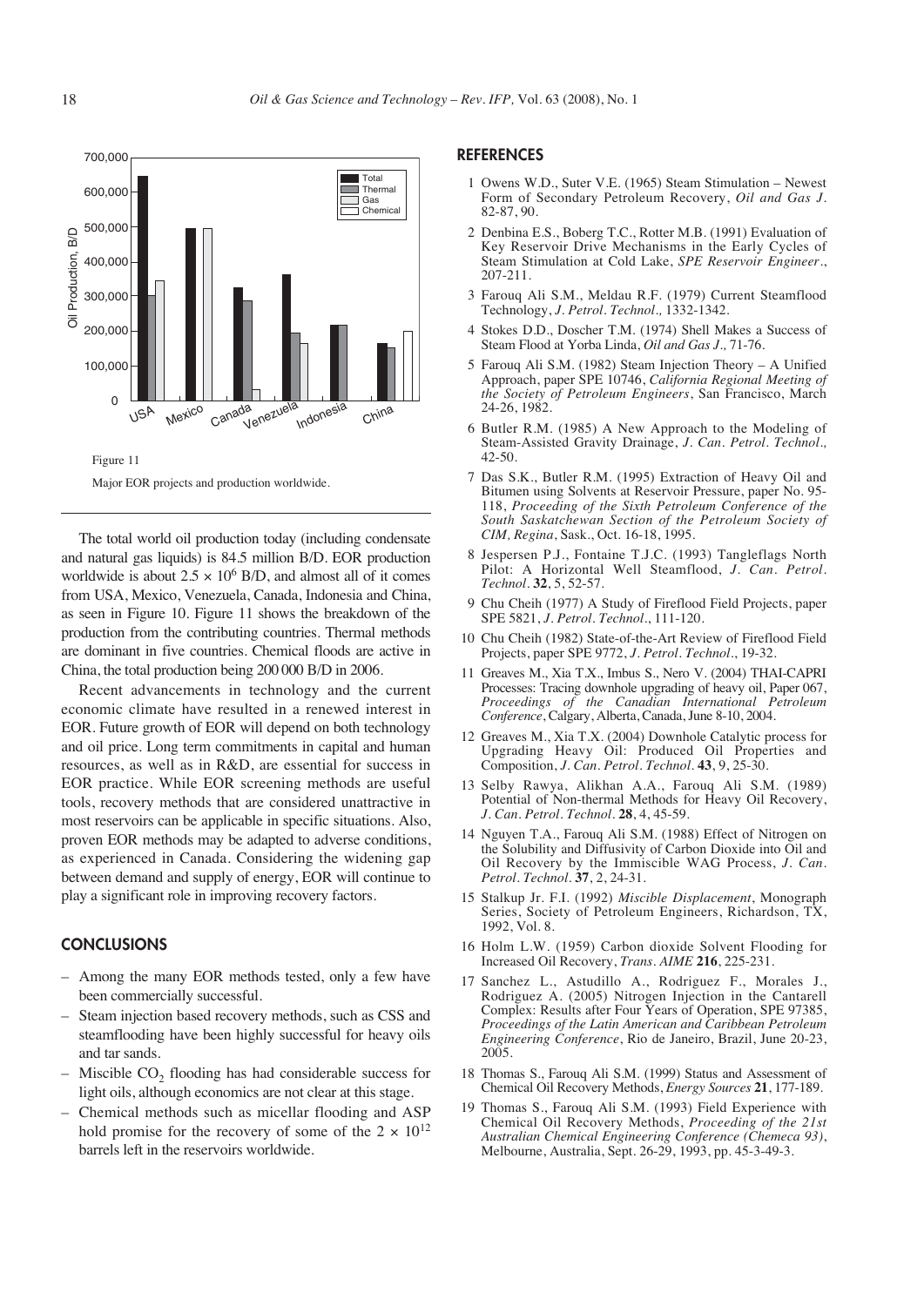Figure 11

Major EOR projects and production worldwide.

The total world oil production today (including condensate and natural gas liquids) is 84.5 million B/D. EOR production worldwide is about $2.5 \times 10^6$ B/D, and almost all of it comes from USA, Mexico, Venezuela, Canada, Indonesia and China, as seen in Figure 10. Figure 11 shows the breakdown of the production from the contributing countries. Thermal methods are dominant in five countries. Chemical floods are active in China, the total production being 200 000 B/D in 2006.

Recent advancements in technology and the current economic climate have resulted in a renewed interest in EOR. Future growth of EOR will depend on both technology and oil price. Long term commitments in capital and human resources, as well as in R&D, are essential for success in EOR practice. While EOR screening methods are useful tools, recovery methods that are considered unattractive in most reservoirs can be applicable in specific situations. Also, proven EOR methods may be adapted to adverse conditions, as experienced in Canada. Considering the widening gap between demand and supply of energy, EOR will continue to play a significant role in improving recovery factors.

## CONCLUSIONS

- Among the many EOR methods tested, only a few have been commercially successful.
- Steam injection based recovery methods, such as CSS and steamflooding have been highly successful for heavy oils and tar sands.
- Miscible $CO_2$ flooding has had considerable success for light oils, although economics are not clear at this stage.
- Chemical methods such as micellar flooding and ASP hold promise for the recovery of some of the $2 \times 10^{12}$ barrels left in the reservoirs worldwide.

## REFERENCES

1 Owens W.D., Suter V.E. (1965) Steam Stimulation – Newest Form of Secondary Petroleum Recovery, *Oil and Gas J.* 82-87, 90.

2 Denbina E.S., Boberg T.C., Rotter M.B. (1991) Evaluation of Key Reservoir Drive Mechanisms in the Early Cycles of Steam Stimulation at Cold Lake, *SPE Reservoir Engineer.*, 207-211.

3 Farouq Ali S.M., Meldau R.F. (1979) Current Steamflood Technology, *J. Petrol. Technol.,* 1332-1342.

4 Stokes D.D., Doscher T.M. (1974) Shell Makes a Success of Steam Flood at Yorba Linda, *Oil and Gas J.,* 71-76.

5 Farouq Ali S.M. (1982) Steam Injection Theory – A Unified Approach, paper SPE 10746, *California Regional Meeting of the Society of Petroleum Engineers*, San Francisco, March 24-26, 1982.

6 Butler R.M. (1985) A New Approach to the Modeling of Steam-Assisted Gravity Drainage, *J. Can. Petrol. Technol.,* 42-50.

7 Das S.K., Butler R.M. (1995) Extraction of Heavy Oil and Bitumen using Solvents at Reservoir Pressure, paper No. 95-118, *Proceeding of the Sixth Petroleum Conference of the South Saskatchewan Section of the Petroleum Society of CIM, Regina*, Sask., Oct. 16-18, 1995.

8 Jespersen P.J., Fontaine T.J.C. (1993) Tangleflags North Pilot: A Horizontal Well Steamflood, *J. Can. Petrol. Technol.* **32**, 5, 52-57.

9 Chu Cheih (1977) A Study of Fireflood Field Projects, paper SPE 5821, *J. Petrol. Technol.*, 111-120.

10 Chu Cheih (1982) State-of-the-Art Review of Fireflood Field Projects, paper SPE 9772, *J. Petrol. Technol.*, 19-32.

11 Greaves M., Xia T.X., Imbus S., Nero V. (2004) THAI-CAPRI Processes: Tracing downhole upgrading of heavy oil, Paper 067, *Proceedings of the Canadian International Petroleum Conference*, Calgary, Alberta, Canada, June 8-10, 2004.

12 Greaves M., Xia T.X. (2004) Downhole Catalytic process for Upgrading Heavy Oil: Produced Oil Properties and Composition, *J. Can. Petrol. Technol.* **43**, 9, 25-30.

13 Selby Rawya, Alikhan A.A., Farouq Ali S.M. (1989) Potential of Non-thermal Methods for Heavy Oil Recovery, *J. Can. Petrol. Technol.* **28**, 4, 45-59.

14 Nguyen T.A., Farouq Ali S.M. (1988) Effect of Nitrogen on the Solubility and Diffusivity of Carbon Dioxide into Oil and Oil Recovery by the Immiscible WAG Process, *J. Can. Petrol. Technol.* **37**, 2, 24-31.

15 Stalkup Jr. F.I. (1992) *Miscible Displacement*, Monograph Series, Society of Petroleum Engineers, Richardson, TX, 1992, Vol. 8.

16 Holm L.W. (1959) Carbon dioxide Solvent Flooding for Increased Oil Recovery, *Trans. AIME* **216**, 225-231.

17 Sanchez L., Astudillo A., Rodriguez F., Morales J., Rodriguez A. (2005) Nitrogen Injection in the Cantarell Complex: Results after Four Years of Operation, SPE 97385, *Proceedings of the Latin American and Caribbean Petroleum Engineering Conference*, Rio de Janeiro, Brazil, June 20-23, 2005.

18 Thomas S., Farouq Ali S.M. (1999) Status and Assessment of Chemical Oil Recovery Methods, *Energy Sources* **21**, 177-189.

19 Thomas S., Farouq Ali S.M. (1993) Field Experience with Chemical Oil Recovery Methods, *Proceeding of the 21st Australian Chemical Engineering Conference (Chemeca 93)*, Melbourne, Australia, Sept. 26-29, 1993, pp. 45-3-49-3.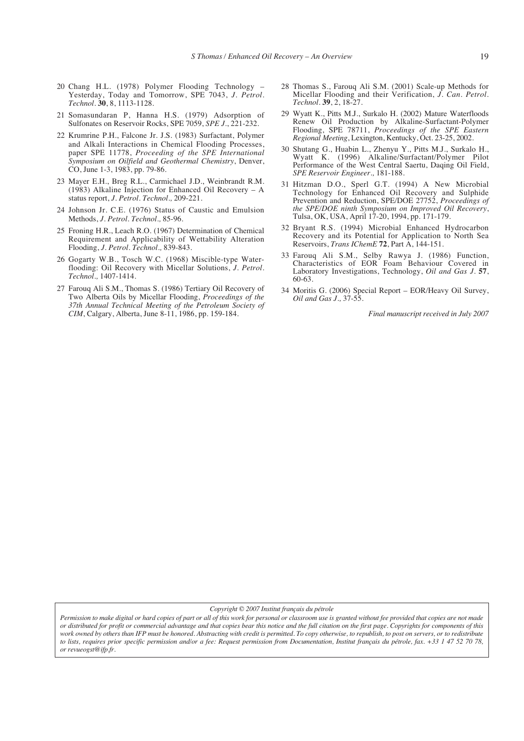20 Chang H.L. (1978) Polymer Flooding Technology – Yesterday, Today and Tomorrow, SPE 7043, *J. Petrol. Technol.* **30**, 8, 1113-1128.

21 Somasundaran P, Hanna H.S. (1979) Adsorption of Sulfonates on Reservoir Rocks, SPE 7059, *SPE J.*, 221-232.

22 Krumrine P.H., Falcone Jr. J.S. (1983) Surfactant, Polymer and Alkali Interactions in Chemical Flooding Processes, paper SPE 11778, *Proceeding of the SPE International Symposium on Oilfield and Geothermal Chemistry*, Denver, CO, June 1-3, 1983, pp. 79-86.

23 Mayer E.H., Breg R.L., Carmichael J.D., Weinbrandt R.M. (1983) Alkaline Injection for Enhanced Oil Recovery – A status report, *J. Petrol. Technol.,* 209-221.

24 Johnson Jr. C.E. (1976) Status of Caustic and Emulsion Methods, *J. Petrol. Technol.,* 85-96.

25 Froning H.R., Leach R.O. (1967) Determination of Chemical Requirement and Applicability of Wettability Alteration Flooding, *J. Petrol. Technol.,* 839-843.

26 Gogarty W.B., Tosch W.C. (1968) Miscible-type Waterflooding: Oil Recovery with Micellar Solutions, *J. Petrol. Technol.,* 1407-1414.

27 Farouq Ali S.M., Thomas S. (1986) Tertiary Oil Recovery of Two Alberta Oils by Micellar Flooding, *Proceedings of the 37th Annual Technical Meeting of the Petroleum Society of CIM*, Calgary, Alberta, June 8-11, 1986, pp. 159-184.

28 Thomas S., Farouq Ali S.M. (2001) Scale-up Methods for Micellar Flooding and their Verification, *J. Can. Petrol. Technol.* **39**, 2, 18-27.

29 Wyatt K., Pitts M.J., Surkalo H. (2002) Mature Waterfloods Renew Oil Production by Alkaline-Surfactant-Polymer Flooding, SPE 78711, *Proceedings of the SPE Eastern Regional Meeting*, Lexington, Kentucky, Oct. 23-25, 2002.

30 Shutang G., Huabin L., Zhenyu Y., Pitts M.J., Surkalo H., Wyatt K. (1996) Alkaline/Surfactant/Polymer Pilot Performance of the West Central Saertu, Daqing Oil Field, *SPE Reservoir Engineer.,* 181-188.

31 Hitzman D.O., Sperl G.T. (1994) A New Microbial Technology for Enhanced Oil Recovery and Sulphide Prevention and Reduction, SPE/DOE 27752, *Proceedings of the SPE/DOE ninth Symposium on Improved Oil Recovery*, Tulsa, OK, USA, April 17-20, 1994, pp. 171-179.

32 Bryant R.S. (1994) Microbial Enhanced Hydrocarbon Recovery and its Potential for Application to North Sea Reservoirs, *Trans IChemE* **72**, Part A, 144-151.

33 Farouq Ali S.M., Selby Rawya J. (1986) Function, Characteristics of EOR Foam Behaviour Covered in Laboratory Investigations, Technology, *Oil and Gas J.* **57**, 60-63.

34 Moritis G. (2006) Special Report – EOR/Heavy Oil Survey, *Oil and Gas J.,* 37-55.

*Final manuscript received in July 2007*

*Copyright © 2007 Institut français du pétrole*

*Permission to make digital or hard copies of part or all of this work for personal or classroom use is granted without fee provided that copies are not made or distributed for profit or commercial advantage and that copies bear this notice and the full citation on the first page. Copyrights for components of this work owned by others than IFP must be honored. Abstracting with credit is permitted. To copy otherwise, to republish, to post on servers, or to redistribute to lists, requires prior specific permission and/or a fee: Request permission from Documentation, Institut français du pétrole, fax. +33 1 47 52 70 78, or revueogst@ifp.fr.*